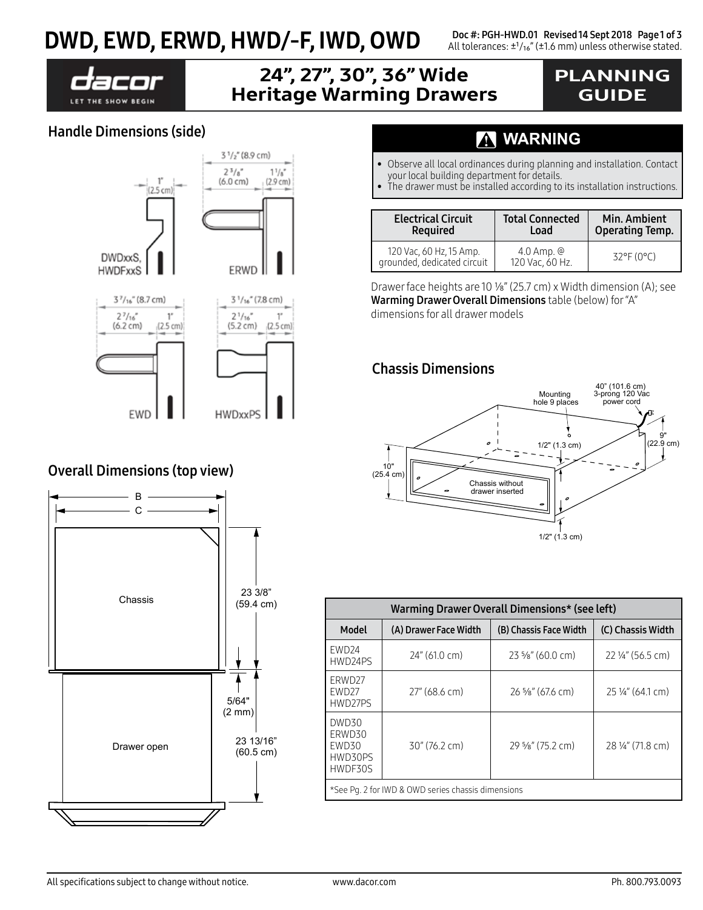# DWD, EWD, ERWD, HWD/-F, IWD, OWD

Doc #: PGH-HWD.01 Revised 14 Sept 2018 Page 1 of 3
All tolerances: ±1/16" (±1.6 mm) unless otherwise stated.

## 24", 27", 30", 36" Wide Heritage Warming Drawers

## PLANNING GUIDE

### Handle Dimensions (side)

DWDxxS, HWDFxxS: 1" (2.5 cm)

ERWD: 3 1/2" (8.9 cm); 2 3/8" (6.0 cm); 1 1/8" (2.9 cm)

EWD: 3 7/16" (8.7 cm); 2 7/16" (6.2 cm); 1" (2.5 cm)

HWDxxPS: 3 1/16" (7.8 cm); 2 1/16" (5.2 cm); 1" (2.5 cm)

### Overall Dimensions (top view)

B, C

Chassis: 23 3/8" (59.4 cm)

5/64" (2 mm)

Drawer open: 23 13/16" (60.5 cm)

## ⚠ WARNING

- Observe all local ordinances during planning and installation. Contact your local building department for details.
- The drawer must be installed according to its installation instructions.

| Electrical Circuit Required | Total Connected Load | Min. Ambient Operating Temp. |
|---|---|---|
| 120 Vac, 60 Hz, 15 Amp. grounded, dedicated circuit | 4.0 Amp. @ 120 Vac, 60 Hz. | 32°F (0°C) |

Drawer face heights are 10 ⅛" (25.7 cm) x Width dimension (A); see **Warming Drawer Overall Dimensions** table (below) for "A" dimensions for all drawer models

### Chassis Dimensions

Mounting hole 9 places

40" (101.6 cm) 3-prong 120 Vac power cord

9" (22.9 cm)

10" (25.4 cm)

1/2" (1.3 cm)

Chassis without drawer inserted

1/2" (1.3 cm)

| Warming Drawer Overall Dimensions* (see left) | | | |
|---|---|---|---|
| Model | (A) Drawer Face Width | (B) Chassis Face Width | (C) Chassis Width |
| EWD24<br>HWD24PS | 24" (61.0 cm) | 23 ⅝" (60.0 cm) | 22 ¼" (56.5 cm) |
| ERWD27<br>EWD27<br>HWD27PS | 27" (68.6 cm) | 26 ⅝" (67.6 cm) | 25 ¼" (64.1 cm) |
| DWD30<br>ERWD30<br>EWD30<br>HWD30PS<br>HWDF30S | 30" (76.2 cm) | 29 ⅝" (75.2 cm) | 28 ¼" (71.8 cm) |
| *See Pg. 2 for IWD & OWD series chassis dimensions | | | |

All specifications subject to change without notice. www.dacor.com Ph. 800.793.0093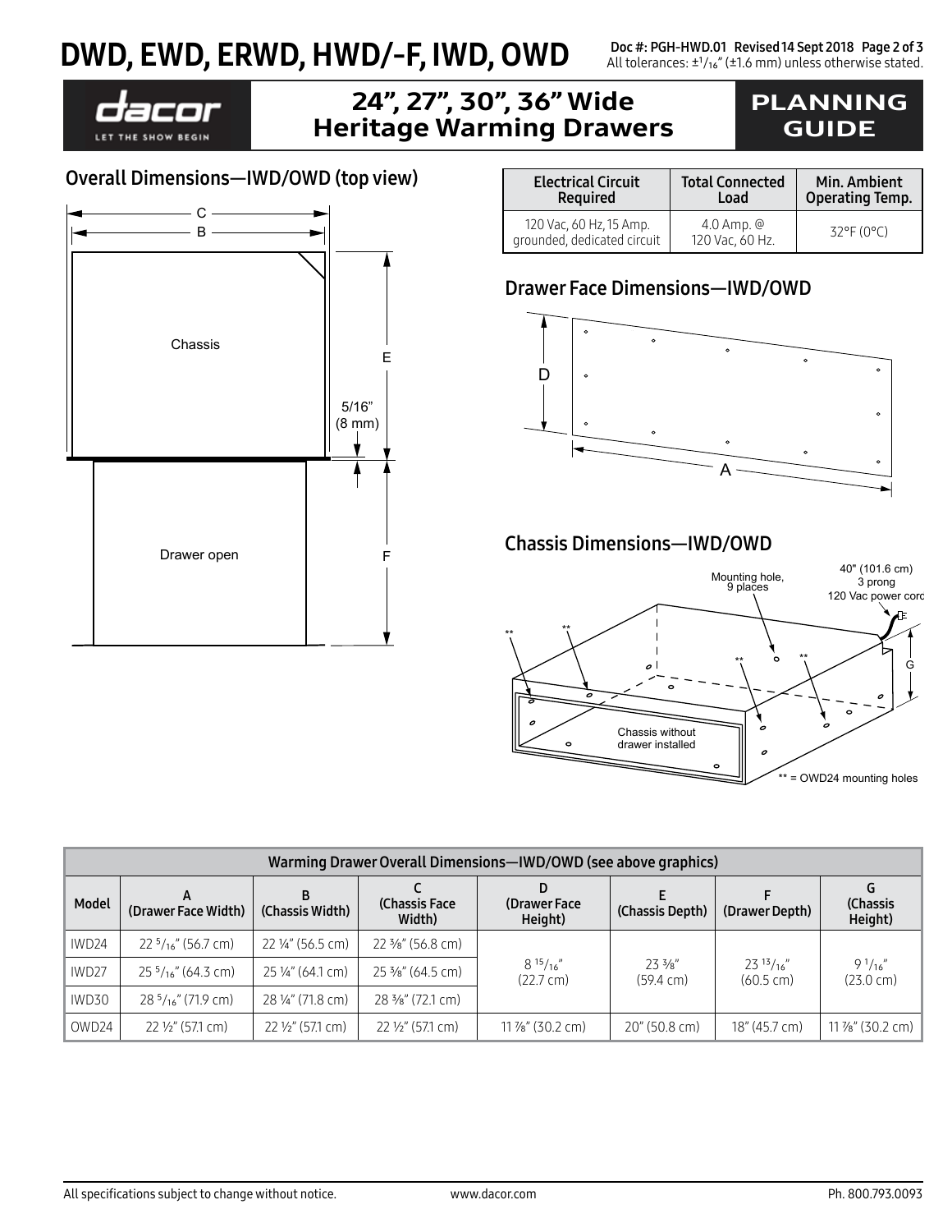# DWD, EWD, ERWD, HWD/-F, IWD, OWD

Doc #: PGH-HWD.01 Revised 14 Sept 2018

All tolerances: ±1/16" (±1.6 mm) unless otherwise stated.

dacor LET THE SHOW BEGIN

## 24", 27", 30", 36" Wide Heritage Warming Drawers

## PLANNING GUIDE

### Overall Dimensions—IWD/OWD (top view)

C, B, Chassis, E, 5/16" (8 mm), Drawer open, F

| Electrical Circuit Required | Total Connected Load | Min. Ambient Operating Temp. |
|---|---|---|
| 120 Vac, 60 Hz, 15 Amp. grounded, dedicated circuit | 4.0 Amp. @ 120 Vac, 60 Hz. | 32°F (0°C) |

### Drawer Face Dimensions—IWD/OWD

D, A

### Chassis Dimensions—IWD/OWD

Mounting hole, 9 places

40" (101.6 cm) 3 prong 120 Vac power cord

G

Chassis without drawer installed

** = OWD24 mounting holes

| Warming Drawer Overall Dimensions—IWD/OWD (see above graphics) | | | | | | | |
|---|---|---|---|---|---|---|---|
| Model | A (Drawer Face Width) | B (Chassis Width) | C (Chassis Face Width) | D (Drawer Face Height) | E (Chassis Depth) | F (Drawer Depth) | G (Chassis Height) |
| IWD24 | 22 5/16" (56.7 cm) | 22 ¼" (56.5 cm) | 22 ⅜" (56.8 cm) | 8 15/16" (22.7 cm) | 23 ⅜" (59.4 cm) | 23 13/16" (60.5 cm) | 9 1/16" (23.0 cm) |
| IWD27 | 25 5/16" (64.3 cm) | 25 ¼" (64.1 cm) | 25 ⅜" (64.5 cm) | | | | |
| IWD30 | 28 5/16" (71.9 cm) | 28 ¼" (71.8 cm) | 28 ⅜" (72.1 cm) | | | | |
| OWD24 | 22 ½" (57.1 cm) | 22 ½" (57.1 cm) | 22 ½" (57.1 cm) | 11 ⅞" (30.2 cm) | 20" (50.8 cm) | 18" (45.7 cm) | 11 ⅞" (30.2 cm) |

All specifications subject to change without notice. www.dacor.com Ph. 800.793.0093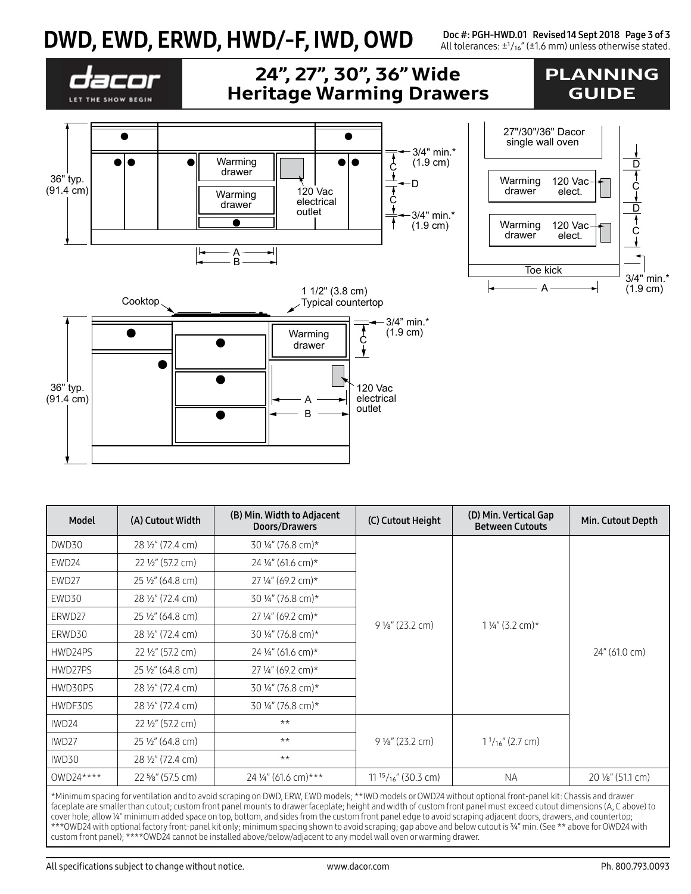# DWD, EWD, ERWD, HWD/-F, IWD, OWD

Doc #: PGH-HWD.01 Revised 14 Sept 2018

All tolerances: ±1/16" (±1.6 mm) unless otherwise stated.

dacor

LET THE SHOW BEGIN

## 24", 27", 30", 36" Wide Heritage Warming Drawers

## PLANNING GUIDE

36" typ. (91.4 cm)
Warming drawer
Warming drawer
120 Vac electrical outlet
3/4" min.* (1.9 cm)
C
D
C
3/4" min.* (1.9 cm)
A
B

27"/30"/36" Dacor single wall oven
Warming drawer
120 Vac elect.
Warming drawer
120 Vac elect.
D
C
D
C
Toe kick
A
3/4" min.* (1.9 cm)

Cooktop
1 1/2" (3.8 cm) Typical countertop
3/4" min.* (1.9 cm)
C
Warming drawer
36" typ. (91.4 cm)
A
B
120 Vac electrical outlet

| Model | (A) Cutout Width | (B) Min. Width to Adjacent Doors/Drawers | (C) Cutout Height | (D) Min. Vertical Gap Between Cutouts | Min. Cutout Depth |
|---|---|---|---|---|---|
| DWD30 | 28 ½" (72.4 cm) | 30 ¼" (76.8 cm)* | 9 ⅛" (23.2 cm) | 1 ¼" (3.2 cm)* | 24" (61.0 cm) |
| EWD24 | 22 ½" (57.2 cm) | 24 ¼" (61.6 cm)* | | | |
| EWD27 | 25 ½" (64.8 cm) | 27 ¼" (69.2 cm)* | | | |
| EWD30 | 28 ½" (72.4 cm) | 30 ¼" (76.8 cm)* | | | |
| ERWD27 | 25 ½" (64.8 cm) | 27 ¼" (69.2 cm)* | | | |
| ERWD30 | 28 ½" (72.4 cm) | 30 ¼" (76.8 cm)* | | | |
| HWD24PS | 22 ½" (57.2 cm) | 24 ¼" (61.6 cm)* | | | |
| HWD27PS | 25 ½" (64.8 cm) | 27 ¼" (69.2 cm)* | | | |
| HWD30PS | 28 ½" (72.4 cm) | 30 ¼" (76.8 cm)* | | | |
| HWDF30S | 28 ½" (72.4 cm) | 30 ¼" (76.8 cm)* | | | |
| IWD24 | 22 ½" (57.2 cm) | ** | 9 ⅛" (23.2 cm) | 1 1/16" (2.7 cm) | |
| IWD27 | 25 ½" (64.8 cm) | ** | | | |
| IWD30 | 28 ½" (72.4 cm) | ** | | | |
| OWD24**** | 22 ⅝" (57.5 cm) | 24 ¼" (61.6 cm)*** | 11 15/16" (30.3 cm) | NA | 20 ⅛" (51.1 cm) |

*Minimum spacing for ventilation and to avoid scraping on DWD, ERW, EWD models; **IWD models or OWD24 without optional front-panel kit: Chassis and drawer faceplate are smaller than cutout; custom front panel mounts to drawer faceplate; height and width of custom front panel must exceed cutout dimensions (A, C above) to cover hole; allow ¼" minimum added space on top, bottom, and sides from the custom front panel edge to avoid scraping adjacent doors, drawers, and countertop; ***OWD24 with optional factory front-panel kit only; minimum spacing shown to avoid scraping; gap above and below cutout is ¾" min. (See ** above for OWD24 with custom front panel); ****OWD24 cannot be installed above/below/adjacent to any model wall oven or warming drawer.

All specifications subject to change without notice. www.dacor.com Ph. 800.793.0093